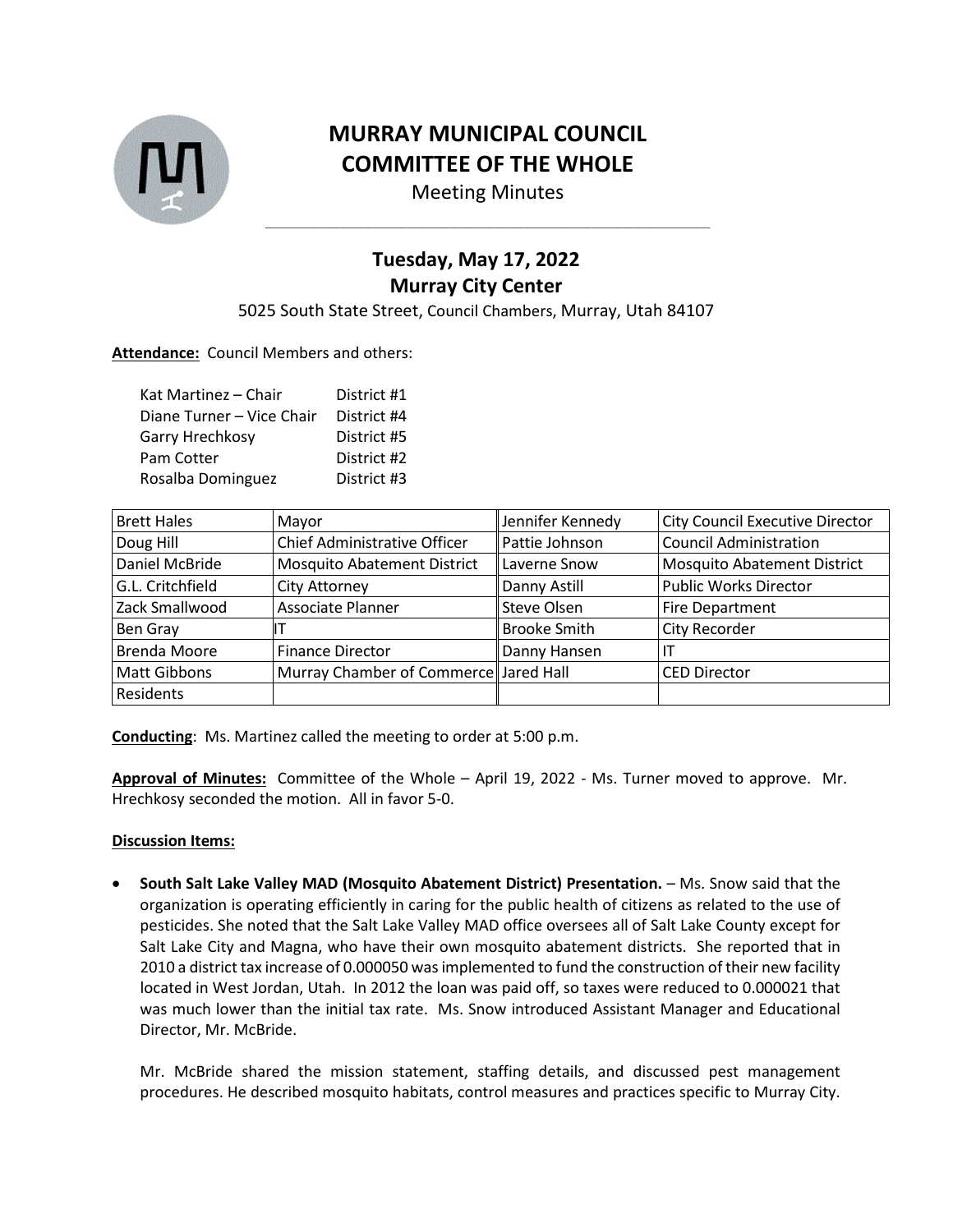# MURRAY MUNICIPAL COUNCIL
# COMMITTEE OF THE WHOLE

Meeting Minutes

## Tuesday, May 17, 2022
## Murray City Center

5025 South State Street, Council Chambers, Murray, Utah 84107

**Attendance:** Council Members and others:

| | |
|---|---|
| Kat Martinez – Chair | District #1 |
| Diane Turner – Vice Chair | District #4 |
| Garry Hrechkosy | District #5 |
| Pam Cotter | District #2 |
| Rosalba Dominguez | District #3 |

| | | | |
|---|---|---|---|
| Brett Hales | Mayor | Jennifer Kennedy | City Council Executive Director |
| Doug Hill | Chief Administrative Officer | Pattie Johnson | Council Administration |
| Daniel McBride | Mosquito Abatement District | Laverne Snow | Mosquito Abatement District |
| G.L. Critchfield | City Attorney | Danny Astill | Public Works Director |
| Zack Smallwood | Associate Planner | Steve Olsen | Fire Department |
| Ben Gray | IT | Brooke Smith | City Recorder |
| Brenda Moore | Finance Director | Danny Hansen | IT |
| Matt Gibbons | Murray Chamber of Commerce | Jared Hall | CED Director |
| Residents | | | |

**Conducting**: Ms. Martinez called the meeting to order at 5:00 p.m.

**Approval of Minutes:** Committee of the Whole – April 19, 2022 - Ms. Turner moved to approve. Mr. Hrechkosy seconded the motion. All in favor 5-0.

**Discussion Items:**

- **South Salt Lake Valley MAD (Mosquito Abatement District) Presentation.** – Ms. Snow said that the organization is operating efficiently in caring for the public health of citizens as related to the use of pesticides. She noted that the Salt Lake Valley MAD office oversees all of Salt Lake County except for Salt Lake City and Magna, who have their own mosquito abatement districts. She reported that in 2010 a district tax increase of 0.000050 was implemented to fund the construction of their new facility located in West Jordan, Utah. In 2012 the loan was paid off, so taxes were reduced to 0.000021 that was much lower than the initial tax rate. Ms. Snow introduced Assistant Manager and Educational Director, Mr. McBride.

  Mr. McBride shared the mission statement, staffing details, and discussed pest management procedures. He described mosquito habitats, control measures and practices specific to Murray City.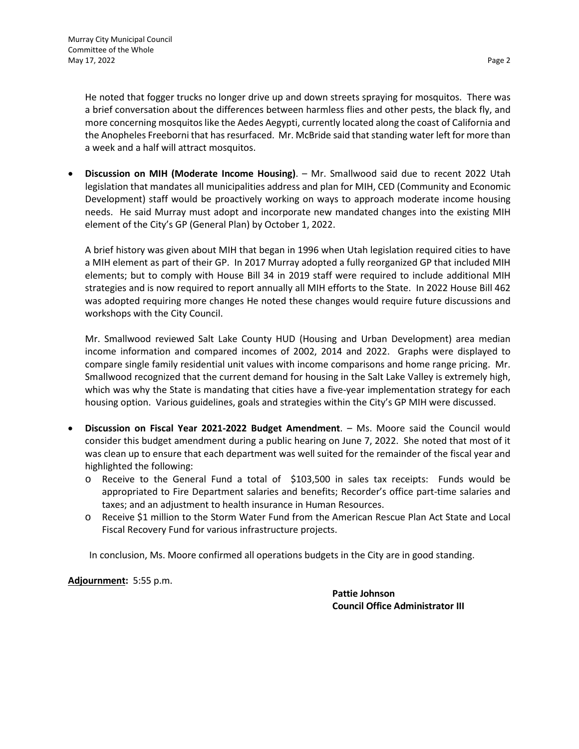He noted that fogger trucks no longer drive up and down streets spraying for mosquitos. There was a brief conversation about the differences between harmless flies and other pests, the black fly, and more concerning mosquitos like the Aedes Aegypti, currently located along the coast of California and the Anopheles Freeborni that has resurfaced. Mr. McBride said that standing water left for more than a week and a half will attract mosquitos.

- **Discussion on MIH (Moderate Income Housing)**. – Mr. Smallwood said due to recent 2022 Utah legislation that mandates all municipalities address and plan for MIH, CED (Community and Economic Development) staff would be proactively working on ways to approach moderate income housing needs. He said Murray must adopt and incorporate new mandated changes into the existing MIH element of the City's GP (General Plan) by October 1, 2022.

  A brief history was given about MIH that began in 1996 when Utah legislation required cities to have a MIH element as part of their GP. In 2017 Murray adopted a fully reorganized GP that included MIH elements; but to comply with House Bill 34 in 2019 staff were required to include additional MIH strategies and is now required to report annually all MIH efforts to the State. In 2022 House Bill 462 was adopted requiring more changes He noted these changes would require future discussions and workshops with the City Council.

  Mr. Smallwood reviewed Salt Lake County HUD (Housing and Urban Development) area median income information and compared incomes of 2002, 2014 and 2022. Graphs were displayed to compare single family residential unit values with income comparisons and home range pricing. Mr. Smallwood recognized that the current demand for housing in the Salt Lake Valley is extremely high, which was why the State is mandating that cities have a five-year implementation strategy for each housing option. Various guidelines, goals and strategies within the City's GP MIH were discussed.

- **Discussion on Fiscal Year 2021-2022 Budget Amendment**. – Ms. Moore said the Council would consider this budget amendment during a public hearing on June 7, 2022. She noted that most of it was clean up to ensure that each department was well suited for the remainder of the fiscal year and highlighted the following:
  - Receive to the General Fund a total of $103,500 in sales tax receipts: Funds would be appropriated to Fire Department salaries and benefits; Recorder's office part-time salaries and taxes; and an adjustment to health insurance in Human Resources.
  - Receive $1 million to the Storm Water Fund from the American Rescue Plan Act State and Local Fiscal Recovery Fund for various infrastructure projects.

  In conclusion, Ms. Moore confirmed all operations budgets in the City are in good standing.

**Adjournment:** 5:55 p.m.

**Pattie Johnson**
**Council Office Administrator III**